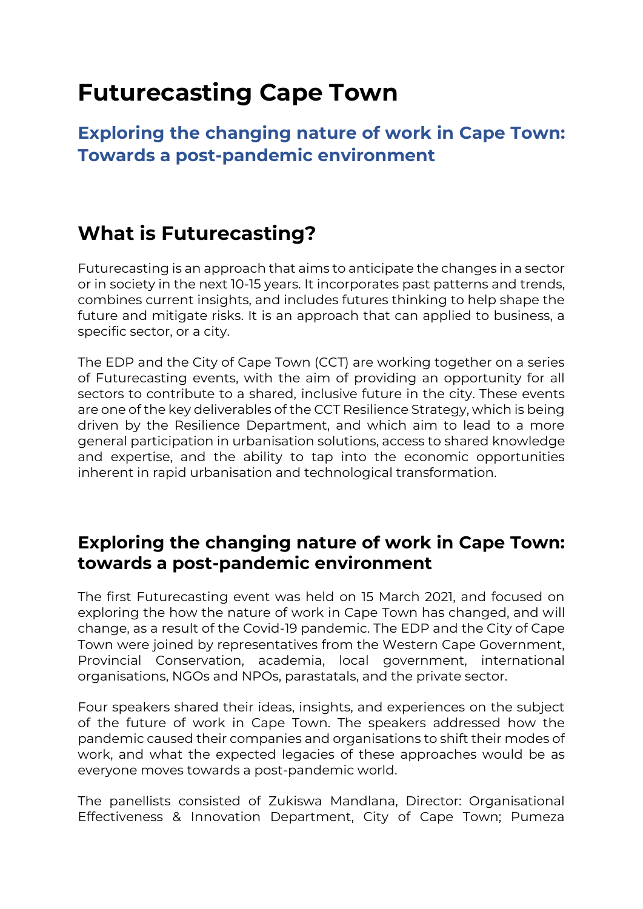# Futurecasting Cape Town

## Exploring the changing nature of work in Cape Town: Towards a post-pandemic environment

## What is Futurecasting?

Futurecasting is an approach that aims to anticipate the changes in a sector or in society in the next 10-15 years. It incorporates past patterns and trends, combines current insights, and includes futures thinking to help shape the future and mitigate risks. It is an approach that can applied to business, a specific sector, or a city.

The EDP and the City of Cape Town (CCT) are working together on a series of Futurecasting events, with the aim of providing an opportunity for all sectors to contribute to a shared, inclusive future in the city. These events are one of the key deliverables of the CCT Resilience Strategy, which is being driven by the Resilience Department, and which aim to lead to a more general participation in urbanisation solutions, access to shared knowledge and expertise, and the ability to tap into the economic opportunities inherent in rapid urbanisation and technological transformation.

## Exploring the changing nature of work in Cape Town: towards a post-pandemic environment

The first Futurecasting event was held on 15 March 2021, and focused on exploring the how the nature of work in Cape Town has changed, and will change, as a result of the Covid-19 pandemic. The EDP and the City of Cape Town were joined by representatives from the Western Cape Government, Provincial Conservation, academia, local government, international organisations, NGOs and NPOs, parastatals, and the private sector.

Four speakers shared their ideas, insights, and experiences on the subject of the future of work in Cape Town. The speakers addressed how the pandemic caused their companies and organisations to shift their modes of work, and what the expected legacies of these approaches would be as everyone moves towards a post-pandemic world.

The panellists consisted of Zukiswa Mandlana, Director: Organisational Effectiveness & Innovation Department, City of Cape Town; Pumeza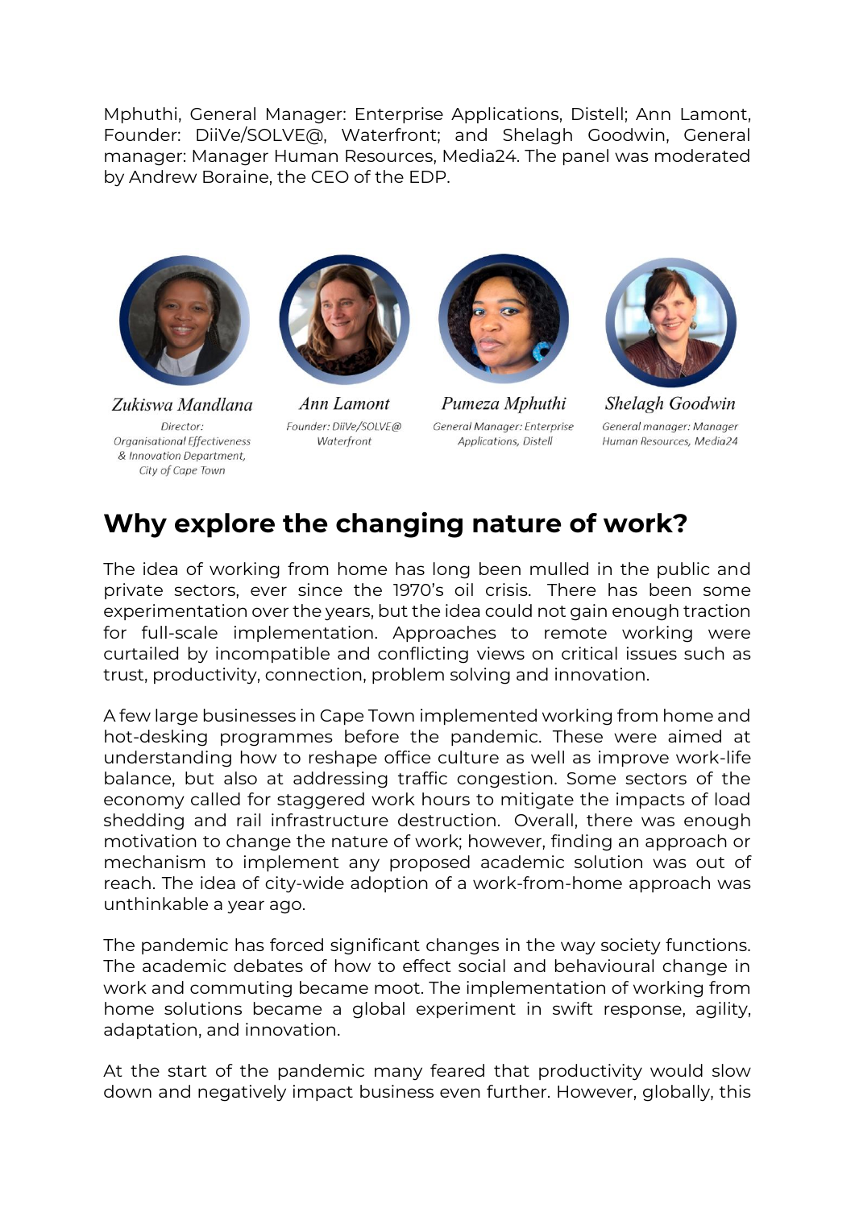Mphuthi, General Manager: Enterprise Applications, Distell; Ann Lamont, Founder: DiiVe/SOLVE@, Waterfront; and Shelagh Goodwin, General manager: Manager Human Resources, Media24. The panel was moderated by Andrew Boraine, the CEO of the EDP.

*Zukiswa Mandlana*
Director: Organisational Effectiveness & Innovation Department, City of Cape Town

*Ann Lamont*
Founder: DiiVe/SOLVE@ Waterfront

*Pumeza Mphuthi*
General Manager: Enterprise Applications, Distell

*Shelagh Goodwin*
General manager: Manager Human Resources, Media24

## Why explore the changing nature of work?

The idea of working from home has long been mulled in the public and private sectors, ever since the 1970's oil crisis. There has been some experimentation over the years, but the idea could not gain enough traction for full-scale implementation. Approaches to remote working were curtailed by incompatible and conflicting views on critical issues such as trust, productivity, connection, problem solving and innovation.

A few large businesses in Cape Town implemented working from home and hot-desking programmes before the pandemic. These were aimed at understanding how to reshape office culture as well as improve work-life balance, but also at addressing traffic congestion. Some sectors of the economy called for staggered work hours to mitigate the impacts of load shedding and rail infrastructure destruction. Overall, there was enough motivation to change the nature of work; however, finding an approach or mechanism to implement any proposed academic solution was out of reach. The idea of city-wide adoption of a work-from-home approach was unthinkable a year ago.

The pandemic has forced significant changes in the way society functions. The academic debates of how to effect social and behavioural change in work and commuting became moot. The implementation of working from home solutions became a global experiment in swift response, agility, adaptation, and innovation.

At the start of the pandemic many feared that productivity would slow down and negatively impact business even further. However, globally, this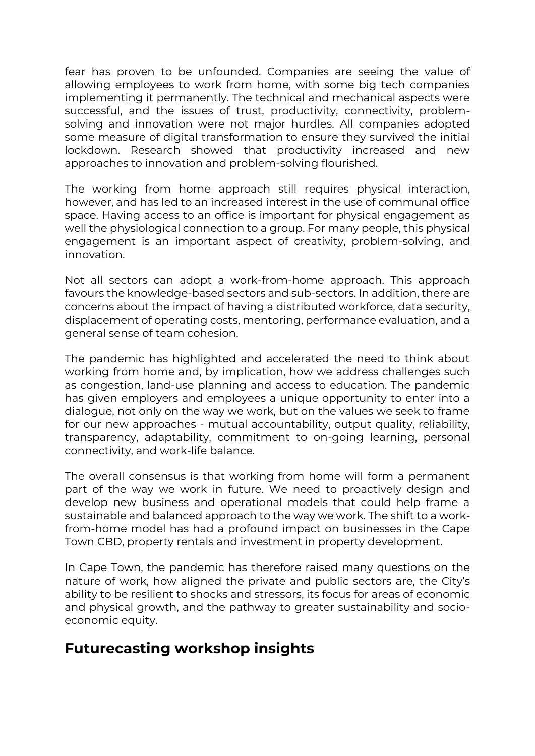fear has proven to be unfounded. Companies are seeing the value of allowing employees to work from home, with some big tech companies implementing it permanently. The technical and mechanical aspects were successful, and the issues of trust, productivity, connectivity, problem-solving and innovation were not major hurdles. All companies adopted some measure of digital transformation to ensure they survived the initial lockdown. Research showed that productivity increased and new approaches to innovation and problem-solving flourished.

The working from home approach still requires physical interaction, however, and has led to an increased interest in the use of communal office space. Having access to an office is important for physical engagement as well the physiological connection to a group. For many people, this physical engagement is an important aspect of creativity, problem-solving, and innovation.

Not all sectors can adopt a work-from-home approach. This approach favours the knowledge-based sectors and sub-sectors. In addition, there are concerns about the impact of having a distributed workforce, data security, displacement of operating costs, mentoring, performance evaluation, and a general sense of team cohesion.

The pandemic has highlighted and accelerated the need to think about working from home and, by implication, how we address challenges such as congestion, land-use planning and access to education. The pandemic has given employers and employees a unique opportunity to enter into a dialogue, not only on the way we work, but on the values we seek to frame for our new approaches - mutual accountability, output quality, reliability, transparency, adaptability, commitment to on-going learning, personal connectivity, and work-life balance.

The overall consensus is that working from home will form a permanent part of the way we work in future. We need to proactively design and develop new business and operational models that could help frame a sustainable and balanced approach to the way we work. The shift to a work-from-home model has had a profound impact on businesses in the Cape Town CBD, property rentals and investment in property development.

In Cape Town, the pandemic has therefore raised many questions on the nature of work, how aligned the private and public sectors are, the City's ability to be resilient to shocks and stressors, its focus for areas of economic and physical growth, and the pathway to greater sustainability and socio-economic equity.

## Futurecasting workshop insights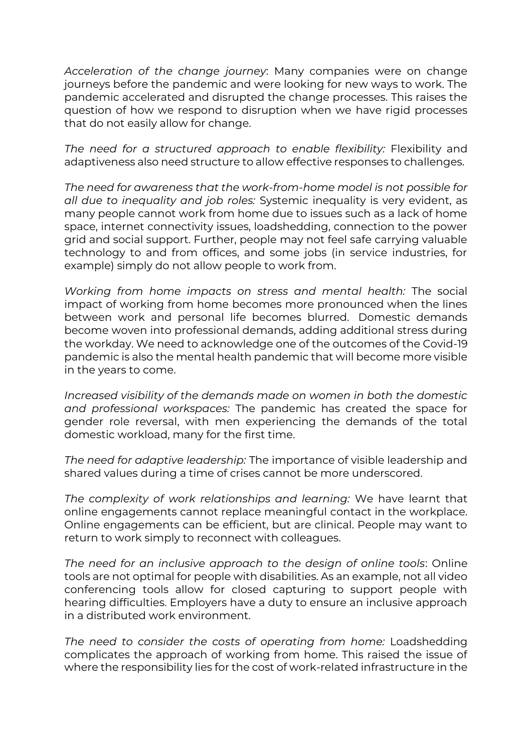*Acceleration of the change journey*: Many companies were on change journeys before the pandemic and were looking for new ways to work. The pandemic accelerated and disrupted the change processes. This raises the question of how we respond to disruption when we have rigid processes that do not easily allow for change.

*The need for a structured approach to enable flexibility:* Flexibility and adaptiveness also need structure to allow effective responses to challenges.

*The need for awareness that the work-from-home model is not possible for all due to inequality and job roles:* Systemic inequality is very evident, as many people cannot work from home due to issues such as a lack of home space, internet connectivity issues, loadshedding, connection to the power grid and social support. Further, people may not feel safe carrying valuable technology to and from offices, and some jobs (in service industries, for example) simply do not allow people to work from.

*Working from home impacts on stress and mental health:* The social impact of working from home becomes more pronounced when the lines between work and personal life becomes blurred. Domestic demands become woven into professional demands, adding additional stress during the workday. We need to acknowledge one of the outcomes of the Covid-19 pandemic is also the mental health pandemic that will become more visible in the years to come.

*Increased visibility of the demands made on women in both the domestic and professional workspaces:* The pandemic has created the space for gender role reversal, with men experiencing the demands of the total domestic workload, many for the first time.

*The need for adaptive leadership:* The importance of visible leadership and shared values during a time of crises cannot be more underscored.

*The complexity of work relationships and learning:* We have learnt that online engagements cannot replace meaningful contact in the workplace. Online engagements can be efficient, but are clinical. People may want to return to work simply to reconnect with colleagues.

*The need for an inclusive approach to the design of online tools*: Online tools are not optimal for people with disabilities. As an example, not all video conferencing tools allow for closed capturing to support people with hearing difficulties. Employers have a duty to ensure an inclusive approach in a distributed work environment.

*The need to consider the costs of operating from home:* Loadshedding complicates the approach of working from home. This raised the issue of where the responsibility lies for the cost of work-related infrastructure in the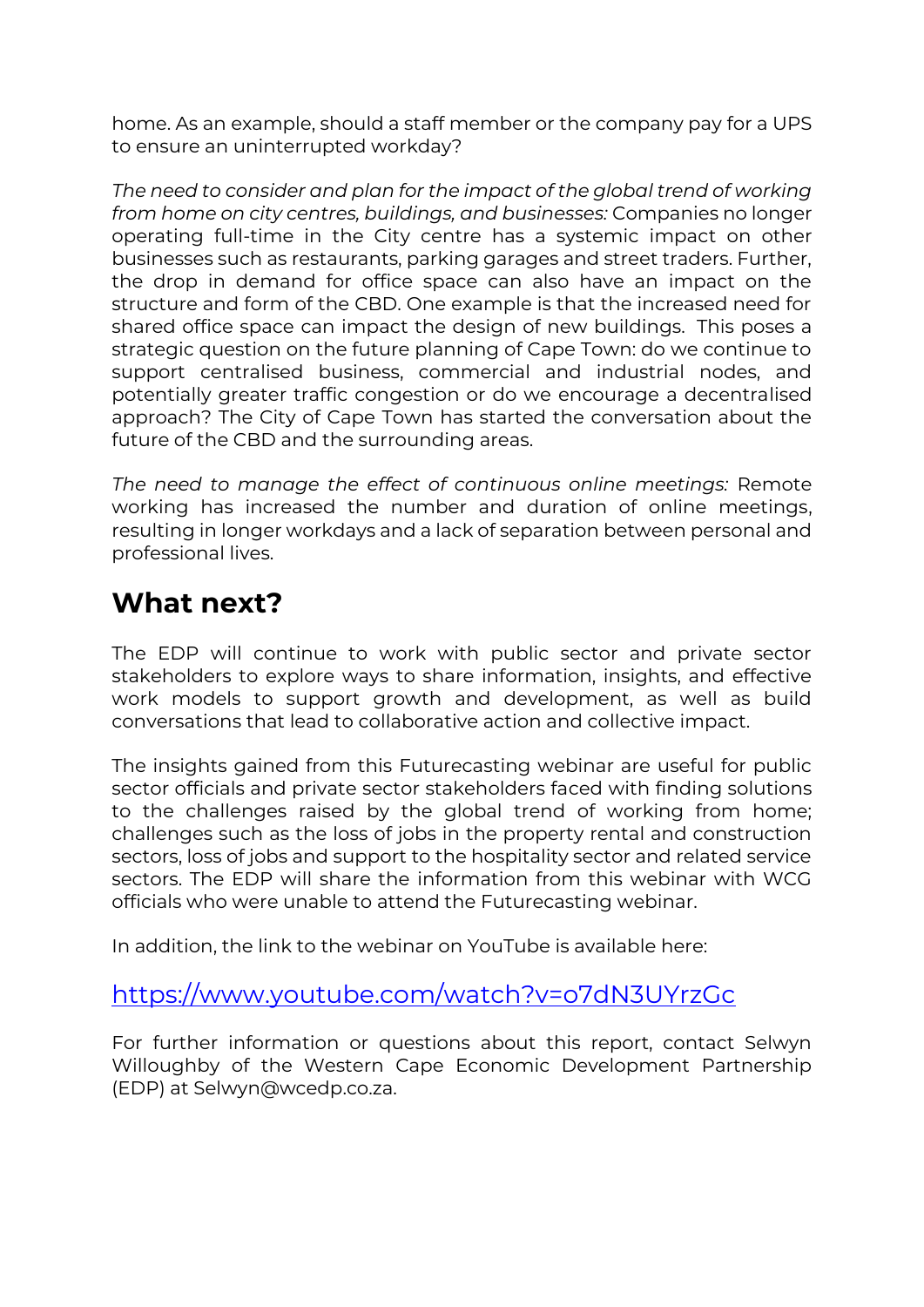home. As an example, should a staff member or the company pay for a UPS to ensure an uninterrupted workday?

*The need to consider and plan for the impact of the global trend of working from home on city centres, buildings, and businesses:* Companies no longer operating full-time in the City centre has a systemic impact on other businesses such as restaurants, parking garages and street traders. Further, the drop in demand for office space can also have an impact on the structure and form of the CBD. One example is that the increased need for shared office space can impact the design of new buildings. This poses a strategic question on the future planning of Cape Town: do we continue to support centralised business, commercial and industrial nodes, and potentially greater traffic congestion or do we encourage a decentralised approach? The City of Cape Town has started the conversation about the future of the CBD and the surrounding areas.

*The need to manage the effect of continuous online meetings:* Remote working has increased the number and duration of online meetings, resulting in longer workdays and a lack of separation between personal and professional lives.

## What next?

The EDP will continue to work with public sector and private sector stakeholders to explore ways to share information, insights, and effective work models to support growth and development, as well as build conversations that lead to collaborative action and collective impact.

The insights gained from this Futurecasting webinar are useful for public sector officials and private sector stakeholders faced with finding solutions to the challenges raised by the global trend of working from home; challenges such as the loss of jobs in the property rental and construction sectors, loss of jobs and support to the hospitality sector and related service sectors. The EDP will share the information from this webinar with WCG officials who were unable to attend the Futurecasting webinar.

In addition, the link to the webinar on YouTube is available here:

https://www.youtube.com/watch?v=o7dN3UYrzGc

For further information or questions about this report, contact Selwyn Willoughby of the Western Cape Economic Development Partnership (EDP) at Selwyn@wcedp.co.za.